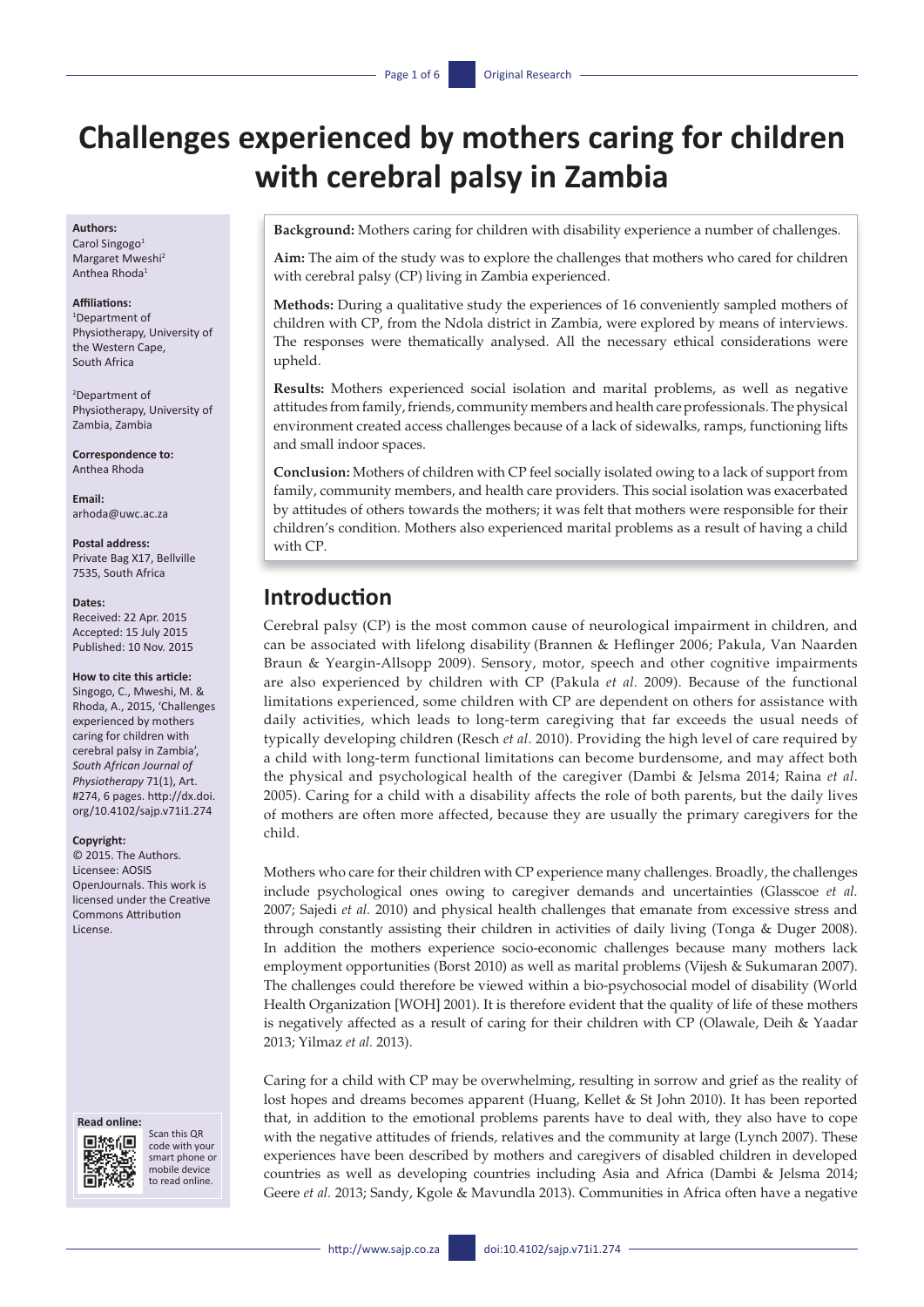# Challenges experienced by mothers caring for children with cerebral palsy in Zambia

**Authors:**
Carol Singogo[1]
Margaret Mweshi[2]
Anthea Rhoda[1]

**Affiliations:**
[1]Department of Physiotherapy, University of the Western Cape, South Africa

[2]Department of Physiotherapy, University of Zambia, Zambia

**Correspondence to:**
Anthea Rhoda

**Email:**
arhoda@uwc.ac.za

**Postal address:**
Private Bag X17, Bellville 7535, South Africa

**Dates:**
Received: 22 Apr. 2015
Accepted: 15 July 2015
Published: 10 Nov. 2015

**How to cite this article:**
Singogo, C., Mweshi, M. & Rhoda, A., 2015, 'Challenges experienced by mothers caring for children with cerebral palsy in Zambia', *South African Journal of Physiotherapy* 71(1), Art. #274, 6 pages. http://dx.doi.org/10.4102/sajp.v71i1.274

**Copyright:**
© 2015. The Authors. Licensee: AOSIS OpenJournals. This work is licensed under the Creative Commons Attribution License.

**Read online:**
Scan this QR code with your smart phone or mobile device to read online.

**Background:** Mothers caring for children with disability experience a number of challenges.

**Aim:** The aim of the study was to explore the challenges that mothers who cared for children with cerebral palsy (CP) living in Zambia experienced.

**Methods:** During a qualitative study the experiences of 16 conveniently sampled mothers of children with CP, from the Ndola district in Zambia, were explored by means of interviews. The responses were thematically analysed. All the necessary ethical considerations were upheld.

**Results:** Mothers experienced social isolation and marital problems, as well as negative attitudes from family, friends, community members and health care professionals. The physical environment created access challenges because of a lack of sidewalks, ramps, functioning lifts and small indoor spaces.

**Conclusion:** Mothers of children with CP feel socially isolated owing to a lack of support from family, community members, and health care providers. This social isolation was exacerbated by attitudes of others towards the mothers; it was felt that mothers were responsible for their children's condition. Mothers also experienced marital problems as a result of having a child with CP.

## Introduction

Cerebral palsy (CP) is the most common cause of neurological impairment in children, and can be associated with lifelong disability (Brannen & Heflinger 2006; Pakula, Van Naarden Braun & Yeargin-Allsopp 2009). Sensory, motor, speech and other cognitive impairments are also experienced by children with CP (Pakula *et al.* 2009). Because of the functional limitations experienced, some children with CP are dependent on others for assistance with daily activities, which leads to long-term caregiving that far exceeds the usual needs of typically developing children (Resch *et al.* 2010). Providing the high level of care required by a child with long-term functional limitations can become burdensome, and may affect both the physical and psychological health of the caregiver (Dambi & Jelsma 2014; Raina *et al*. 2005). Caring for a child with a disability affects the role of both parents, but the daily lives of mothers are often more affected, because they are usually the primary caregivers for the child.

Mothers who care for their children with CP experience many challenges. Broadly, the challenges include psychological ones owing to caregiver demands and uncertainties (Glasscoe *et al.* 2007; Sajedi *et al.* 2010) and physical health challenges that emanate from excessive stress and through constantly assisting their children in activities of daily living (Tonga & Duger 2008). In addition the mothers experience socio-economic challenges because many mothers lack employment opportunities (Borst 2010) as well as marital problems (Vijesh & Sukumaran 2007). The challenges could therefore be viewed within a bio-psychosocial model of disability (World Health Organization [WOH] 2001). It is therefore evident that the quality of life of these mothers is negatively affected as a result of caring for their children with CP (Olawale, Deih & Yaadar 2013; Yilmaz *et al.* 2013).

Caring for a child with CP may be overwhelming, resulting in sorrow and grief as the reality of lost hopes and dreams becomes apparent (Huang, Kellet & St John 2010). It has been reported that, in addition to the emotional problems parents have to deal with, they also have to cope with the negative attitudes of friends, relatives and the community at large (Lynch 2007). These experiences have been described by mothers and caregivers of disabled children in developed countries as well as developing countries including Asia and Africa (Dambi & Jelsma 2014; Geere *et al.* 2013; Sandy, Kgole & Mavundla 2013). Communities in Africa often have a negative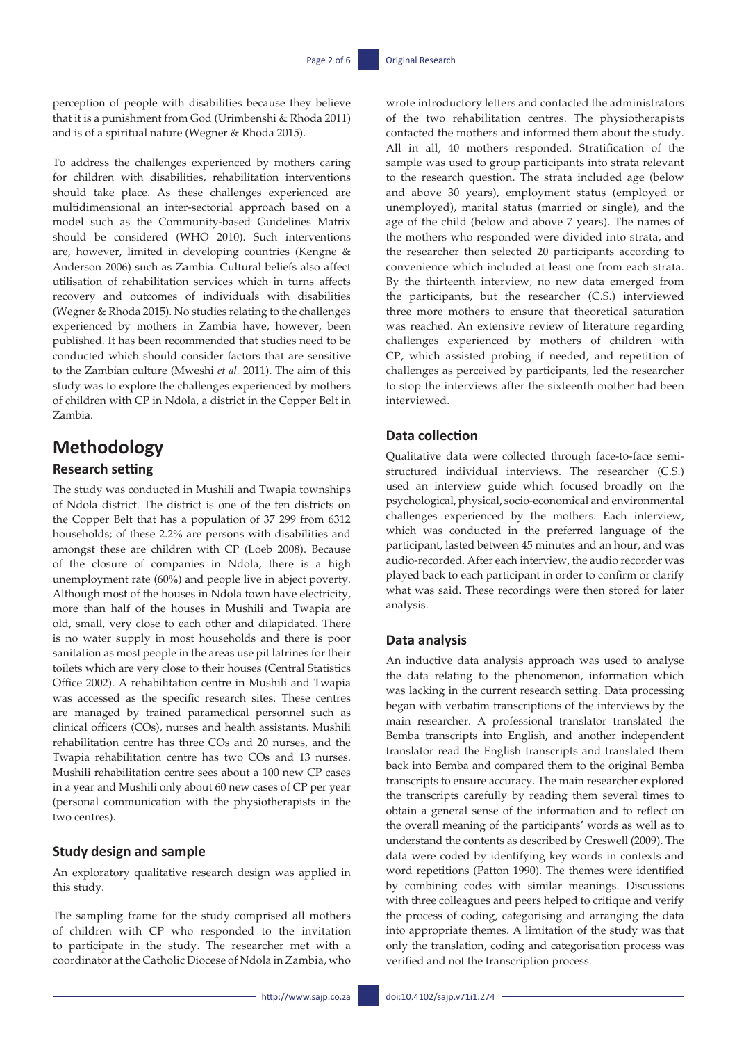perception of people with disabilities because they believe that it is a punishment from God (Urimbenshi & Rhoda 2011) and is of a spiritual nature (Wegner & Rhoda 2015).

To address the challenges experienced by mothers caring for children with disabilities, rehabilitation interventions should take place. As these challenges experienced are multidimensional an inter-sectorial approach based on a model such as the Community-based Guidelines Matrix should be considered (WHO 2010). Such interventions are, however, limited in developing countries (Kengne & Anderson 2006) such as Zambia. Cultural beliefs also affect utilisation of rehabilitation services which in turns affects recovery and outcomes of individuals with disabilities (Wegner & Rhoda 2015). No studies relating to the challenges experienced by mothers in Zambia have, however, been published. It has been recommended that studies need to be conducted which should consider factors that are sensitive to the Zambian culture (Mweshi *et al.* 2011). The aim of this study was to explore the challenges experienced by mothers of children with CP in Ndola, a district in the Copper Belt in Zambia.

# Methodology

## Research setting

The study was conducted in Mushili and Twapia townships of Ndola district. The district is one of the ten districts on the Copper Belt that has a population of 37 299 from 6312 households; of these 2.2% are persons with disabilities and amongst these are children with CP (Loeb 2008). Because of the closure of companies in Ndola, there is a high unemployment rate (60%) and people live in abject poverty. Although most of the houses in Ndola town have electricity, more than half of the houses in Mushili and Twapia are old, small, very close to each other and dilapidated. There is no water supply in most households and there is poor sanitation as most people in the areas use pit latrines for their toilets which are very close to their houses (Central Statistics Office 2002). A rehabilitation centre in Mushili and Twapia was accessed as the specific research sites. These centres are managed by trained paramedical personnel such as clinical officers (COs), nurses and health assistants. Mushili rehabilitation centre has three COs and 20 nurses, and the Twapia rehabilitation centre has two COs and 13 nurses. Mushili rehabilitation centre sees about a 100 new CP cases in a year and Mushili only about 60 new cases of CP per year (personal communication with the physiotherapists in the two centres).

## Study design and sample

An exploratory qualitative research design was applied in this study.

The sampling frame for the study comprised all mothers of children with CP who responded to the invitation to participate in the study. The researcher met with a coordinator at the Catholic Diocese of Ndola in Zambia, who wrote introductory letters and contacted the administrators of the two rehabilitation centres. The physiotherapists contacted the mothers and informed them about the study. All in all, 40 mothers responded. Stratification of the sample was used to group participants into strata relevant to the research question. The strata included age (below and above 30 years), employment status (employed or unemployed), marital status (married or single), and the age of the child (below and above 7 years). The names of the mothers who responded were divided into strata, and the researcher then selected 20 participants according to convenience which included at least one from each strata. By the thirteenth interview, no new data emerged from the participants, but the researcher (C.S.) interviewed three more mothers to ensure that theoretical saturation was reached. An extensive review of literature regarding challenges experienced by mothers of children with CP, which assisted probing if needed, and repetition of challenges as perceived by participants, led the researcher to stop the interviews after the sixteenth mother had been interviewed.

## Data collection

Qualitative data were collected through face-to-face semi-structured individual interviews. The researcher (C.S.) used an interview guide which focused broadly on the psychological, physical, socio-economical and environmental challenges experienced by the mothers. Each interview, which was conducted in the preferred language of the participant, lasted between 45 minutes and an hour, and was audio-recorded. After each interview, the audio recorder was played back to each participant in order to confirm or clarify what was said. These recordings were then stored for later analysis.

## Data analysis

An inductive data analysis approach was used to analyse the data relating to the phenomenon, information which was lacking in the current research setting. Data processing began with verbatim transcriptions of the interviews by the main researcher. A professional translator translated the Bemba transcripts into English, and another independent translator read the English transcripts and translated them back into Bemba and compared them to the original Bemba transcripts to ensure accuracy. The main researcher explored the transcripts carefully by reading them several times to obtain a general sense of the information and to reflect on the overall meaning of the participants' words as well as to understand the contents as described by Creswell (2009). The data were coded by identifying key words in contexts and word repetitions (Patton 1990). The themes were identified by combining codes with similar meanings. Discussions with three colleagues and peers helped to critique and verify the process of coding, categorising and arranging the data into appropriate themes. A limitation of the study was that only the translation, coding and categorisation process was verified and not the transcription process.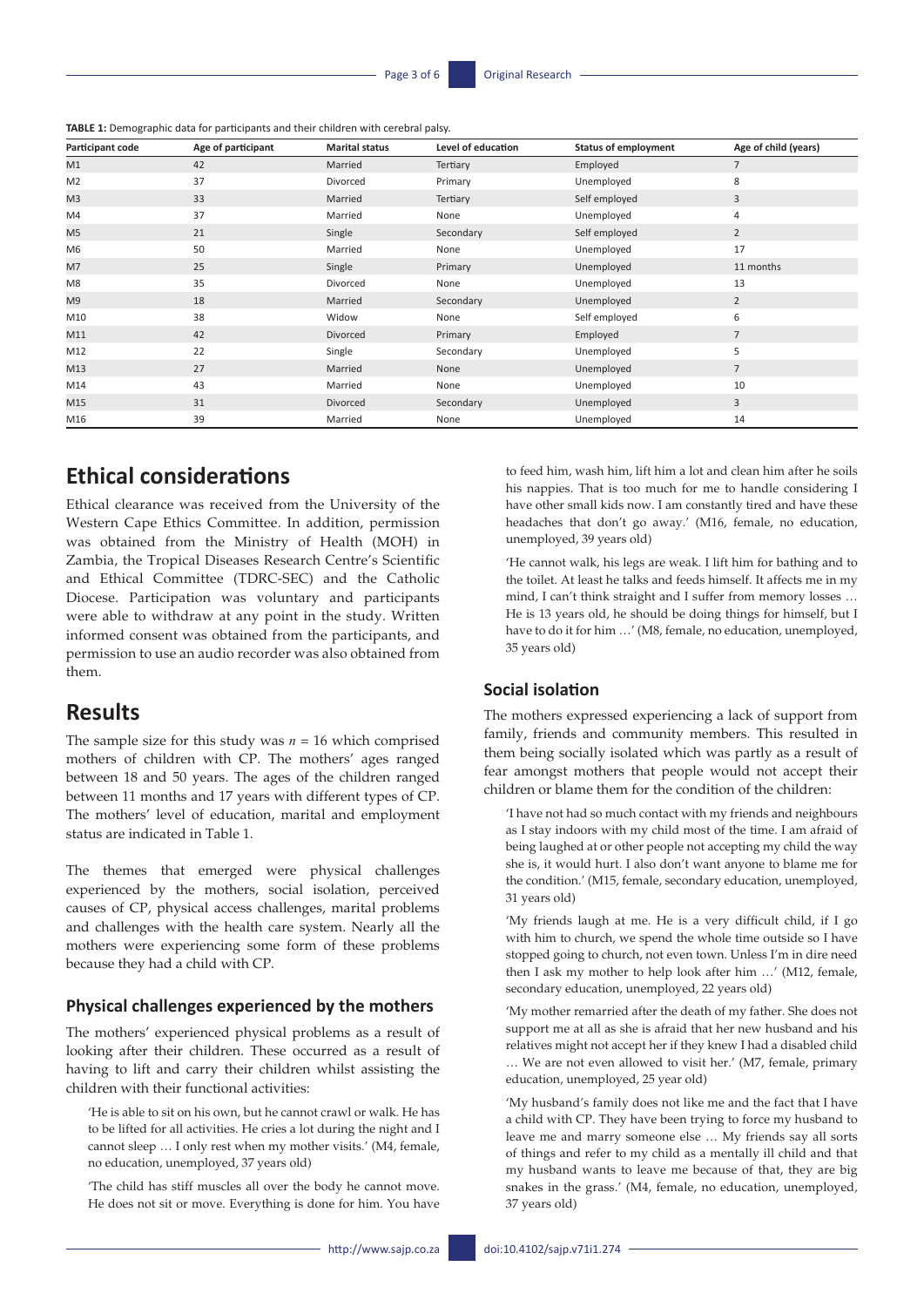**TABLE 1:** Demographic data for participants and their children with cerebral palsy.

| Participant code | Age of participant | Marital status | Level of education | Status of employment | Age of child (years) |
|---|---|---|---|---|---|
| M1 | 42 | Married | Tertiary | Employed | 7 |
| M2 | 37 | Divorced | Primary | Unemployed | 8 |
| M3 | 33 | Married | Tertiary | Self employed | 3 |
| M4 | 37 | Married | None | Unemployed | 4 |
| M5 | 21 | Single | Secondary | Self employed | 2 |
| M6 | 50 | Married | None | Unemployed | 17 |
| M7 | 25 | Single | Primary | Unemployed | 11 months |
| M8 | 35 | Divorced | None | Unemployed | 13 |
| M9 | 18 | Married | Secondary | Unemployed | 2 |
| M10 | 38 | Widow | None | Self employed | 6 |
| M11 | 42 | Divorced | Primary | Employed | 7 |
| M12 | 22 | Single | Secondary | Unemployed | 5 |
| M13 | 27 | Married | None | Unemployed | 7 |
| M14 | 43 | Married | None | Unemployed | 10 |
| M15 | 31 | Divorced | Secondary | Unemployed | 3 |
| M16 | 39 | Married | None | Unemployed | 14 |

## Ethical considerations

Ethical clearance was received from the University of the Western Cape Ethics Committee. In addition, permission was obtained from the Ministry of Health (MOH) in Zambia, the Tropical Diseases Research Centre's Scientific and Ethical Committee (TDRC-SEC) and the Catholic Diocese. Participation was voluntary and participants were able to withdraw at any point in the study. Written informed consent was obtained from the participants, and permission to use an audio recorder was also obtained from them.

## Results

The sample size for this study was $n = 16$ which comprised mothers of children with CP. The mothers' ages ranged between 18 and 50 years. The ages of the children ranged between 11 months and 17 years with different types of CP. The mothers' level of education, marital and employment status are indicated in Table 1.

The themes that emerged were physical challenges experienced by the mothers, social isolation, perceived causes of CP, physical access challenges, marital problems and challenges with the health care system. Nearly all the mothers were experiencing some form of these problems because they had a child with CP.

### Physical challenges experienced by the mothers

The mothers' experienced physical problems as a result of looking after their children. These occurred as a result of having to lift and carry their children whilst assisting the children with their functional activities:

> 'He is able to sit on his own, but he cannot crawl or walk. He has to be lifted for all activities. He cries a lot during the night and I cannot sleep … I only rest when my mother visits.' (M4, female, no education, unemployed, 37 years old)

> 'The child has stiff muscles all over the body he cannot move. He does not sit or move. Everything is done for him. You have to feed him, wash him, lift him a lot and clean him after he soils his nappies. That is too much for me to handle considering I have other small kids now. I am constantly tired and have these headaches that don't go away.' (M16, female, no education, unemployed, 39 years old)

> 'He cannot walk, his legs are weak. I lift him for bathing and to the toilet. At least he talks and feeds himself. It affects me in my mind, I can't think straight and I suffer from memory losses … He is 13 years old, he should be doing things for himself, but I have to do it for him …' (M8, female, no education, unemployed, 35 years old)

### Social isolation

The mothers expressed experiencing a lack of support from family, friends and community members. This resulted in them being socially isolated which was partly as a result of fear amongst mothers that people would not accept their children or blame them for the condition of the children:

> 'I have not had so much contact with my friends and neighbours as I stay indoors with my child most of the time. I am afraid of being laughed at or other people not accepting my child the way she is, it would hurt. I also don't want anyone to blame me for the condition.' (M15, female, secondary education, unemployed, 31 years old)

> 'My friends laugh at me. He is a very difficult child, if I go with him to church, we spend the whole time outside so I have stopped going to church, not even town. Unless I'm in dire need then I ask my mother to help look after him …' (M12, female, secondary education, unemployed, 22 years old)

> 'My mother remarried after the death of my father. She does not support me at all as she is afraid that her new husband and his relatives might not accept her if they knew I had a disabled child … We are not even allowed to visit her.' (M7, female, primary education, unemployed, 25 year old)

> 'My husband's family does not like me and the fact that I have a child with CP. They have been trying to force my husband to leave me and marry someone else … My friends say all sorts of things and refer to my child as a mentally ill child and that my husband wants to leave me because of that, they are big snakes in the grass.' (M4, female, no education, unemployed, 37 years old)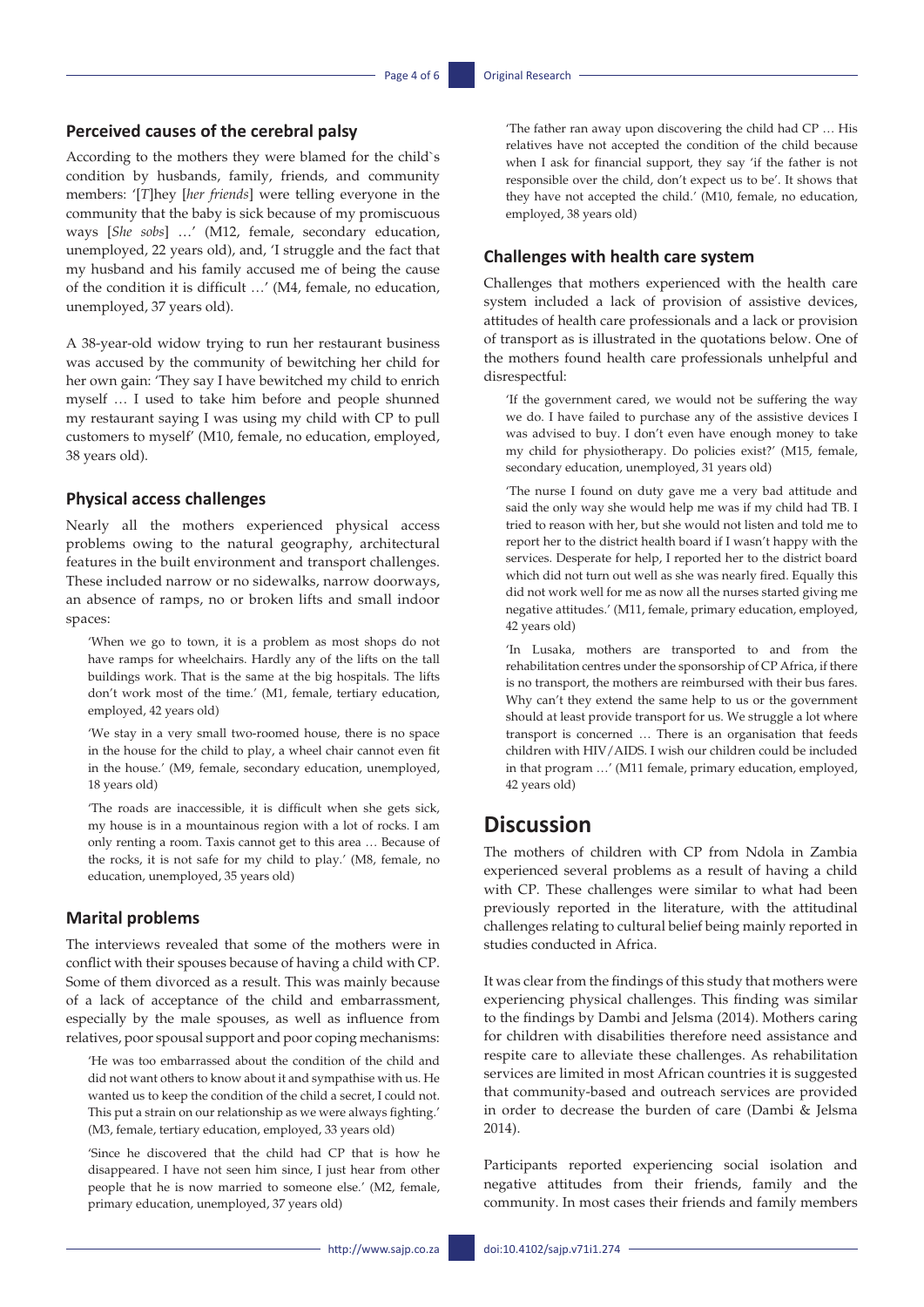### Perceived causes of the cerebral palsy

According to the mothers they were blamed for the child`s condition by husbands, family, friends, and community members: '[*T*]hey [*her friends*] were telling everyone in the community that the baby is sick because of my promiscuous ways [*She sobs*] …' (M12, female, secondary education, unemployed, 22 years old), and, 'I struggle and the fact that my husband and his family accused me of being the cause of the condition it is difficult …' (M4, female, no education, unemployed, 37 years old).

A 38-year-old widow trying to run her restaurant business was accused by the community of bewitching her child for her own gain: 'They say I have bewitched my child to enrich myself … I used to take him before and people shunned my restaurant saying I was using my child with CP to pull customers to myself' (M10, female, no education, employed, 38 years old).

### Physical access challenges

Nearly all the mothers experienced physical access problems owing to the natural geography, architectural features in the built environment and transport challenges. These included narrow or no sidewalks, narrow doorways, an absence of ramps, no or broken lifts and small indoor spaces:

> 'When we go to town, it is a problem as most shops do not have ramps for wheelchairs. Hardly any of the lifts on the tall buildings work. That is the same at the big hospitals. The lifts don't work most of the time.' (M1, female, tertiary education, employed, 42 years old)

> 'We stay in a very small two-roomed house, there is no space in the house for the child to play, a wheel chair cannot even fit in the house.' (M9, female, secondary education, unemployed, 18 years old)

> 'The roads are inaccessible, it is difficult when she gets sick, my house is in a mountainous region with a lot of rocks. I am only renting a room. Taxis cannot get to this area … Because of the rocks, it is not safe for my child to play.' (M8, female, no education, unemployed, 35 years old)

### Marital problems

The interviews revealed that some of the mothers were in conflict with their spouses because of having a child with CP. Some of them divorced as a result. This was mainly because of a lack of acceptance of the child and embarrassment, especially by the male spouses, as well as influence from relatives, poor spousal support and poor coping mechanisms:

> 'He was too embarrassed about the condition of the child and did not want others to know about it and sympathise with us. He wanted us to keep the condition of the child a secret, I could not. This put a strain on our relationship as we were always fighting.' (M3, female, tertiary education, employed, 33 years old)

> 'Since he discovered that the child had CP that is how he disappeared. I have not seen him since, I just hear from other people that he is now married to someone else.' (M2, female, primary education, unemployed, 37 years old)

> 'The father ran away upon discovering the child had CP … His relatives have not accepted the condition of the child because when I ask for financial support, they say 'if the father is not responsible over the child, don't expect us to be'. It shows that they have not accepted the child.' (M10, female, no education, employed, 38 years old)

### Challenges with health care system

Challenges that mothers experienced with the health care system included a lack of provision of assistive devices, attitudes of health care professionals and a lack or provision of transport as is illustrated in the quotations below. One of the mothers found health care professionals unhelpful and disrespectful:

> 'If the government cared, we would not be suffering the way we do. I have failed to purchase any of the assistive devices I was advised to buy. I don't even have enough money to take my child for physiotherapy. Do policies exist?' (M15, female, secondary education, unemployed, 31 years old)

> 'The nurse I found on duty gave me a very bad attitude and said the only way she would help me was if my child had TB. I tried to reason with her, but she would not listen and told me to report her to the district health board if I wasn't happy with the services. Desperate for help, I reported her to the district board which did not turn out well as she was nearly fired. Equally this did not work well for me as now all the nurses started giving me negative attitudes.' (M11, female, primary education, employed, 42 years old)

> 'In Lusaka, mothers are transported to and from the rehabilitation centres under the sponsorship of CP Africa, if there is no transport, the mothers are reimbursed with their bus fares. Why can't they extend the same help to us or the government should at least provide transport for us. We struggle a lot where transport is concerned … There is an organisation that feeds children with HIV/AIDS. I wish our children could be included in that program …' (M11 female, primary education, employed, 42 years old)

## Discussion

The mothers of children with CP from Ndola in Zambia experienced several problems as a result of having a child with CP. These challenges were similar to what had been previously reported in the literature, with the attitudinal challenges relating to cultural belief being mainly reported in studies conducted in Africa.

It was clear from the findings of this study that mothers were experiencing physical challenges. This finding was similar to the findings by Dambi and Jelsma (2014). Mothers caring for children with disabilities therefore need assistance and respite care to alleviate these challenges. As rehabilitation services are limited in most African countries it is suggested that community-based and outreach services are provided in order to decrease the burden of care (Dambi & Jelsma 2014).

Participants reported experiencing social isolation and negative attitudes from their friends, family and the community. In most cases their friends and family members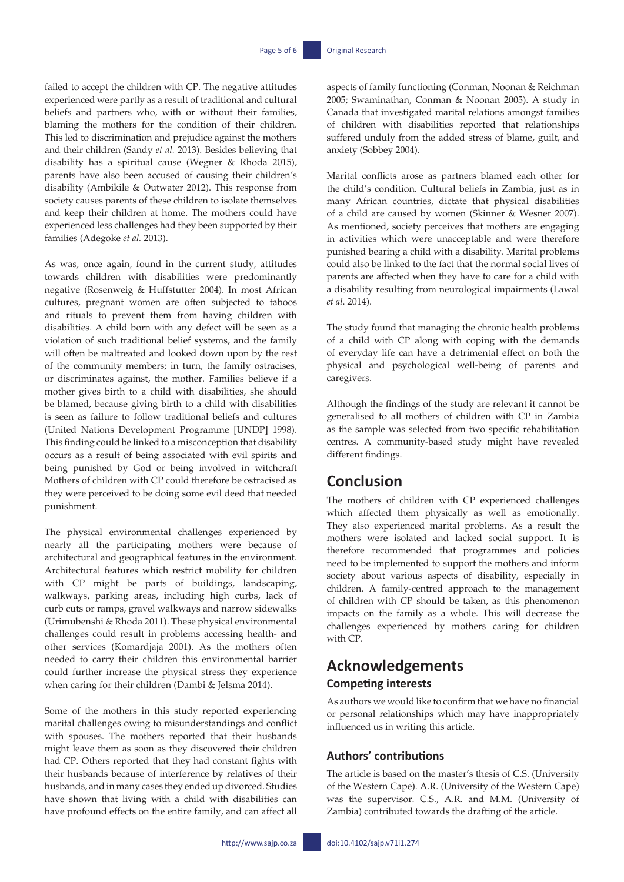failed to accept the children with CP. The negative attitudes experienced were partly as a result of traditional and cultural beliefs and partners who, with or without their families, blaming the mothers for the condition of their children. This led to discrimination and prejudice against the mothers and their children (Sandy *et al.* 2013). Besides believing that disability has a spiritual cause (Wegner & Rhoda 2015), parents have also been accused of causing their children's disability (Ambikile & Outwater 2012). This response from society causes parents of these children to isolate themselves and keep their children at home. The mothers could have experienced less challenges had they been supported by their families (Adegoke *et al.* 2013).

As was, once again, found in the current study, attitudes towards children with disabilities were predominantly negative (Rosenweig & Huffstutter 2004). In most African cultures, pregnant women are often subjected to taboos and rituals to prevent them from having children with disabilities. A child born with any defect will be seen as a violation of such traditional belief systems, and the family will often be maltreated and looked down upon by the rest of the community members; in turn, the family ostracises, or discriminates against, the mother. Families believe if a mother gives birth to a child with disabilities, she should be blamed, because giving birth to a child with disabilities is seen as failure to follow traditional beliefs and cultures (United Nations Development Programme [UNDP] 1998). This finding could be linked to a misconception that disability occurs as a result of being associated with evil spirits and being punished by God or being involved in witchcraft Mothers of children with CP could therefore be ostracised as they were perceived to be doing some evil deed that needed punishment.

The physical environmental challenges experienced by nearly all the participating mothers were because of architectural and geographical features in the environment. Architectural features which restrict mobility for children with CP might be parts of buildings, landscaping, walkways, parking areas, including high curbs, lack of curb cuts or ramps, gravel walkways and narrow sidewalks (Urimubenshi & Rhoda 2011). These physical environmental challenges could result in problems accessing health- and other services (Komardjaja 2001). As the mothers often needed to carry their children this environmental barrier could further increase the physical stress they experience when caring for their children (Dambi & Jelsma 2014).

Some of the mothers in this study reported experiencing marital challenges owing to misunderstandings and conflict with spouses. The mothers reported that their husbands might leave them as soon as they discovered their children had CP. Others reported that they had constant fights with their husbands because of interference by relatives of their husbands, and in many cases they ended up divorced. Studies have shown that living with a child with disabilities can have profound effects on the entire family, and can affect all aspects of family functioning (Conman, Noonan & Reichman 2005; Swaminathan, Conman & Noonan 2005). A study in Canada that investigated marital relations amongst families of children with disabilities reported that relationships suffered unduly from the added stress of blame, guilt, and anxiety (Sobbey 2004).

Marital conflicts arose as partners blamed each other for the child's condition. Cultural beliefs in Zambia, just as in many African countries, dictate that physical disabilities of a child are caused by women (Skinner & Wesner 2007). As mentioned, society perceives that mothers are engaging in activities which were unacceptable and were therefore punished bearing a child with a disability. Marital problems could also be linked to the fact that the normal social lives of parents are affected when they have to care for a child with a disability resulting from neurological impairments (Lawal *et al.* 2014).

The study found that managing the chronic health problems of a child with CP along with coping with the demands of everyday life can have a detrimental effect on both the physical and psychological well-being of parents and caregivers.

Although the findings of the study are relevant it cannot be generalised to all mothers of children with CP in Zambia as the sample was selected from two specific rehabilitation centres. A community-based study might have revealed different findings.

## Conclusion

The mothers of children with CP experienced challenges which affected them physically as well as emotionally. They also experienced marital problems. As a result the mothers were isolated and lacked social support. It is therefore recommended that programmes and policies need to be implemented to support the mothers and inform society about various aspects of disability, especially in children. A family-centred approach to the management of children with CP should be taken, as this phenomenon impacts on the family as a whole. This will decrease the challenges experienced by mothers caring for children with CP.

## Acknowledgements

### Competing interests

As authors we would like to confirm that we have no financial or personal relationships which may have inappropriately influenced us in writing this article.

### Authors' contributions

The article is based on the master's thesis of C.S. (University of the Western Cape). A.R. (University of the Western Cape) was the supervisor. C.S., A.R. and M.M. (University of Zambia) contributed towards the drafting of the article.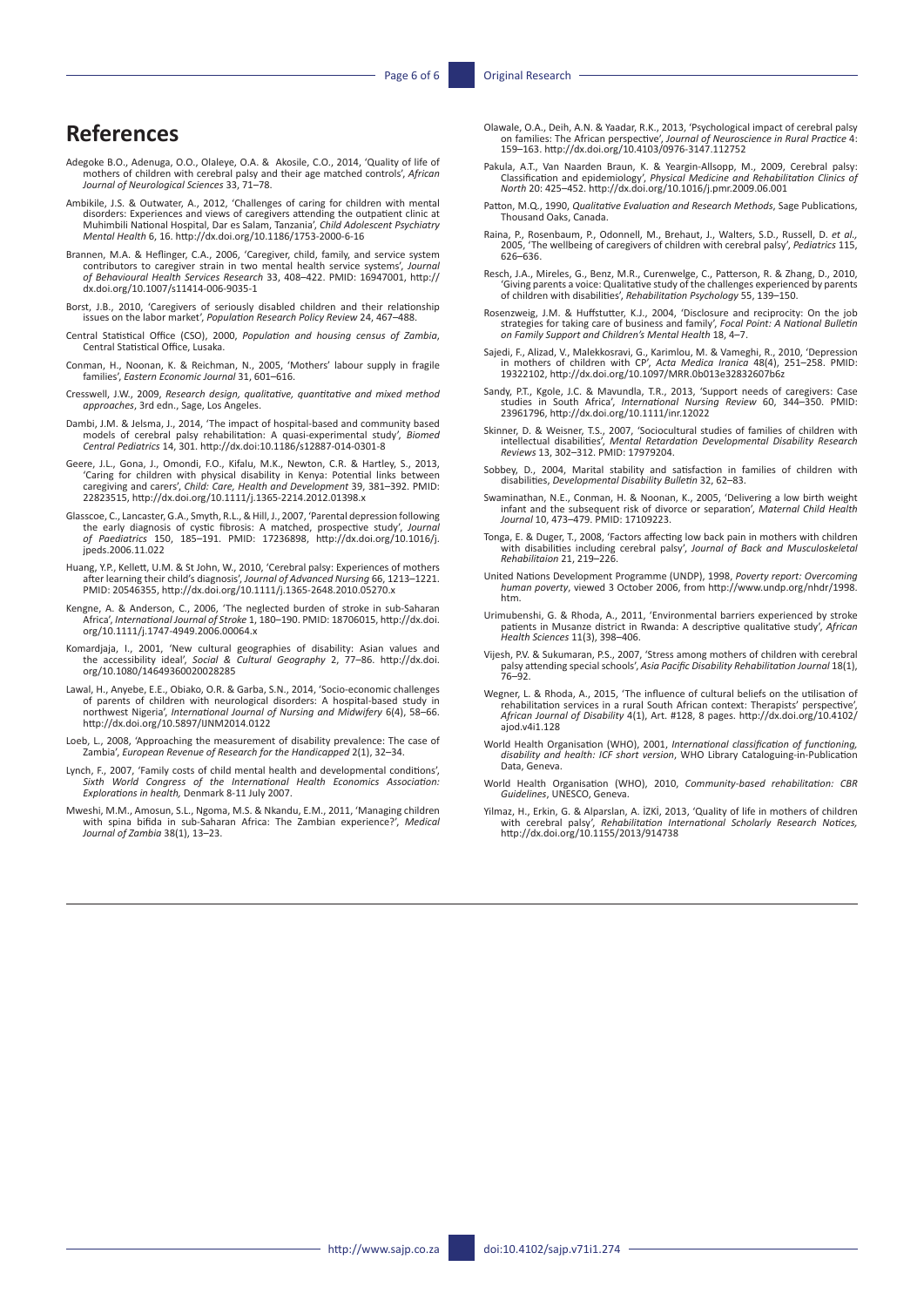# References

Adegoke B.O., Adenuga, O.O., Olaleye, O.A. & Akosile, C.O., 2014, 'Quality of life of mothers of children with cerebral palsy and their age matched controls', *African Journal of Neurological Sciences* 33, 71–78.

Ambikile, J.S. & Outwater, A., 2012, 'Challenges of caring for children with mental disorders: Experiences and views of caregivers attending the outpatient clinic at Muhimbili National Hospital, Dar es Salam, Tanzania', *Child Adolescent Psychiatry Mental Health* 6, 16. http://dx.doi.org/10.1186/1753-2000-6-16

Brannen, M.A. & Heflinger, C.A., 2006, 'Caregiver, child, family, and service system contributors to caregiver strain in two mental health service systems', *Journal of Behavioural Health Services Research* 33, 408–422. PMID: 16947001, http://dx.doi.org/10.1007/s11414-006-9035-1

Borst, J.B., 2010, 'Caregivers of seriously disabled children and their relationship issues on the labor market', *Population Research Policy Review* 24, 467–488.

Central Statistical Office (CSO), 2000, *Population and housing census of Zambia*, Central Statistical Office, Lusaka.

Conman, H., Noonan, K. & Reichman, N., 2005, 'Mothers' labour supply in fragile families', *Eastern Economic Journal* 31, 601–616.

Cresswell, J.W., 2009, *Research design, qualitative, quantitative and mixed method approaches*, 3rd edn., Sage, Los Angeles.

Dambi, J.M. & Jelsma, J., 2014, 'The impact of hospital-based and community based models of cerebral palsy rehabilitation: A quasi-experimental study', *Biomed Central Pediatrics* 14, 301. http://dx.doi.org:10.1186/s12887-014-0301-8

Geere, J.L., Gona, J., Omondi, F.O., Kifalu, M.K., Newton, C.R. & Hartley, S., 2013, 'Caring for children with physical disability in Kenya: Potential links between caregiving and carers', *Child: Care, Health and Development* 39, 381–392. PMID: 22823515, http://dx.doi.org/10.1111/j.1365-2214.2012.01398.x

Glasscoe, C., Lancaster, G.A., Smyth, R.L., & Hill, J., 2007, 'Parental depression following the early diagnosis of cystic fibrosis: A matched, prospective study', *Journal of Paediatrics* 150, 185–191. PMID: 17236898, http://dx.doi.org/10.1016/j.jpeds.2006.11.022

Huang, Y.P., Kellett, U.M. & St John, W., 2010, 'Cerebral palsy: Experiences of mothers after learning their child's diagnosis', *Journal of Advanced Nursing* 66, 1213–1221. PMID: 20546355, http://dx.doi.org/10.1111/j.1365-2648.2010.05270.x

Kengne, A. & Anderson, C., 2006, 'The neglected burden of stroke in sub-Saharan Africa', *International Journal of Stroke* 1, 180–190. PMID: 18706015, http://dx.doi.org/10.1111/j.1747-4949.2006.00064.x

Komardjaja, I., 2001, 'New cultural geographies of disability: Asian values and the accessibility ideal', *Social & Cultural Geography* 2, 77–86. http://dx.doi.org/10.1080/14649360020028285

Lawal, H., Anyebe, E.E., Obiako, O.R. & Garba, S.N., 2014, 'Socio-economic challenges of parents of children with neurological disorders: A hospital-based study in northwest Nigeria', *International Journal of Nursing and Midwifery* 6(4), 58–66. http://dx.doi.org/10.5897/IJNM2014.0122

Loeb, L., 2008, 'Approaching the measurement of disability prevalence: The case of Zambia', *European Revenue of Research for the Handicapped* 2(1), 32–34.

Lynch, F., 2007, 'Family costs of child mental health and developmental conditions', *Sixth World Congress of the International Health Economics Association: Explorations in health,* Denmark 8-11 July 2007.

Mweshi, M.M., Amosun, S.L., Ngoma, M.S. & Nkandu, E.M., 2011, 'Managing children with spina bifida in sub-Saharan Africa: The Zambian experience?', *Medical Journal of Zambia* 38(1), 13–23.

Olawale, O.A., Deih, A.N. & Yaadar, R.K., 2013, 'Psychological impact of cerebral palsy on families: The African perspective', *Journal of Neuroscience in Rural Practice* 4: 159–163. http://dx.doi.org/10.4103/0976-3147.112752

Pakula, A.T., Van Naarden Braun, K. & Yeargin-Allsopp, M., 2009, Cerebral palsy: Classification and epidemiology', *Physical Medicine and Rehabilitation Clinics of North* 20: 425–452. http://dx.doi.org/10.1016/j.pmr.2009.06.001

Patton, M.Q., 1990, *Qualitative Evaluation and Research Methods*, Sage Publications, Thousand Oaks, Canada.

Raina, P., Rosenbaum, P., Odonnell, M., Brehaut, J., Walters, S.D., Russell, D. *et al.*, 2005, 'The wellbeing of caregivers of children with cerebral palsy', *Pediatrics* 115, 626–636.

Resch, J.A., Mireles, G., Benz, M.R., Curenwelge, C., Patterson, R. & Zhang, D., 2010, 'Giving parents a voice: Qualitative study of the challenges experienced by parents of children with disabilities', *Rehabilitation Psychology* 55, 139–150.

Rosenzweig, J.M. & Huffstutter, K.J., 2004, 'Disclosure and reciprocity: On the job strategies for taking care of business and family', *Focal Point: A National Bulletin on Family Support and Children's Mental Health* 18, 4–7.

Sajedi, F., Alizad, V., Malekkosravi, G., Karimlou, M. & Vameghi, R., 2010, 'Depression in mothers of children with CP', *Acta Medica Iranica* 48(4), 251–258. PMID: 19322102, http://dx.doi.org/10.1097/MRR.0b013e32832607b6z

Sandy, P.T., Kgole, J.C. & Mavundla, T.R., 2013, 'Support needs of caregivers: Case studies in South Africa', *International Nursing Review* 60, 344–350. PMID: 23961796, http://dx.doi.org/10.1111/inr.12022

Skinner, D. & Weisner, T.S., 2007, 'Sociocultural studies of families of children with intellectual disabilities', *Mental Retardation Developmental Disability Research Reviews* 13, 302–312. PMID: 17979204.

Sobbey, D., 2004, Marital stability and satisfaction in families of children with disabilities, *Developmental Disability Bulletin* 32, 62–83.

Swaminathan, N.E., Conman, H. & Noonan, K., 2005, 'Delivering a low birth weight infant and the subsequent risk of divorce or separation', *Maternal Child Health Journal* 10, 473–479. PMID: 17109223.

Tonga, E. & Duger, T., 2008, 'Factors affecting low back pain in mothers with children with disabilities including cerebral palsy', *Journal of Back and Musculoskeletal Rehabilitaion* 21, 219–226.

United Nations Development Programme (UNDP), 1998, *Poverty report: Overcoming human poverty*, viewed 3 October 2006, from http://www.undp.org/nhdr/1998.htm.

Urimubenshi, G. & Rhoda, A., 2011, 'Environmental barriers experienced by stroke patients in Musanze district in Rwanda: A descriptive qualitative study', *African Health Sciences* 11(3), 398–406.

Vijesh, P.V. & Sukumaran, P.S., 2007, 'Stress among mothers of children with cerebral palsy attending special schools', *Asia Pacific Disability Rehabilitation Journal* 18(1), 76–92.

Wegner, L. & Rhoda, A., 2015, 'The influence of cultural beliefs on the utilisation of rehabilitation services in a rural South African context: Therapists' perspective', *African Journal of Disability* 4(1), Art. #128, 8 pages. http://dx.doi.org/10.4102/ajod.v4i1.128

World Health Organisation (WHO), 2001, *International classification of functioning, disability and health: ICF short version*, WHO Library Cataloguing-in-Publication Data, Geneva.

World Health Organisation (WHO), 2010, *Community-based rehabilitation: CBR Guidelines*, UNESCO, Geneva.

Yilmaz, H., Erkin, G. & Alparslan, A. İZKİ, 2013, 'Quality of life in mothers of children with cerebral palsy', *Rehabilitation International Scholarly Research Notices,* http://dx.doi.org/10.1155/2013/914738